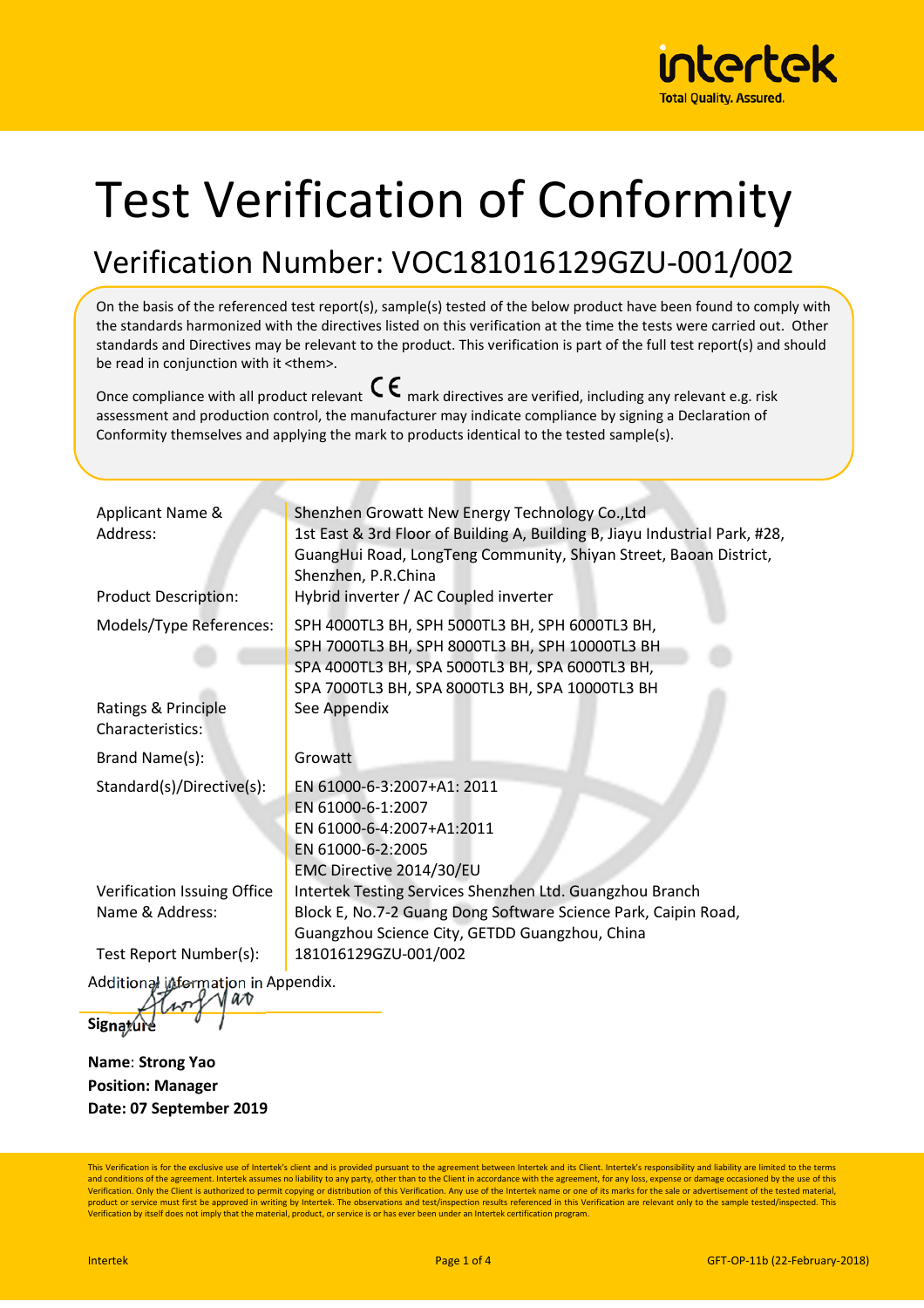# Test Verification of Conformity

## Verification Number: VOC181016129GZU-001/002

On the basis of the referenced test report(s), sample(s) tested of the below product have been found to comply with the standards harmonized with the directives listed on this verification at the time the tests were carried out. Other standards and Directives may be relevant to the product. This verification is part of the full test report(s) and should be read in conjunction with it <them>.

Once compliance with all product relevant CE mark directives are verified, including any relevant e.g. risk assessment and production control, the manufacturer may indicate compliance by signing a Declaration of Conformity themselves and applying the mark to products identical to the tested sample(s).

| | |
|---|---|
| Applicant Name & Address: | Shenzhen Growatt New Energy Technology Co.,Ltd<br>1st East & 3rd Floor of Building A, Building B, Jiayu Industrial Park, #28, GuangHui Road, LongTeng Community, Shiyan Street, Baoan District, Shenzhen, P.R.China |
| Product Description: | Hybrid inverter / AC Coupled inverter |
| Models/Type References: | SPH 4000TL3 BH, SPH 5000TL3 BH, SPH 6000TL3 BH, SPH 7000TL3 BH, SPH 8000TL3 BH, SPH 10000TL3 BH<br>SPA 4000TL3 BH, SPA 5000TL3 BH, SPA 6000TL3 BH, SPA 7000TL3 BH, SPA 8000TL3 BH, SPA 10000TL3 BH |
| Ratings & Principle Characteristics: | See Appendix |
| Brand Name(s): | Growatt |
| Standard(s)/Directive(s): | EN 61000-6-3:2007+A1: 2011<br>EN 61000-6-1:2007<br>EN 61000-6-4:2007+A1:2011<br>EN 61000-6-2:2005<br>EMC Directive 2014/30/EU |
| Verification Issuing Office Name & Address: | Intertek Testing Services Shenzhen Ltd. Guangzhou Branch<br>Block E, No.7-2 Guang Dong Software Science Park, Caipin Road, Guangzhou Science City, GETDD Guangzhou, China |
| Test Report Number(s): | 181016129GZU-001/002 |

Additional information in Appendix.

**Signature**

**Name**: **Strong Yao**
**Position: Manager**
**Date: 07 September 2019**

This Verification is for the exclusive use of Intertek's client and is provided pursuant to the agreement between Intertek and its Client. Intertek's responsibility and liability are limited to the terms and conditions of the agreement. Intertek assumes no liability to any party, other than to the Client in accordance with the agreement, for any loss, expense or damage occasioned by the use of this Verification. Only the Client is authorized to permit copying or distribution of this Verification. Any use of the Intertek name or one of its marks for the sale or advertisement of the tested material, product or service must first be approved in writing by Intertek. The observations and test/inspection results referenced in this Verification are relevant only to the sample tested/inspected. This Verification by itself does not imply that the material, product, or service is or has ever been under an Intertek certification program.

GFT-OP-11b (22-February-2018)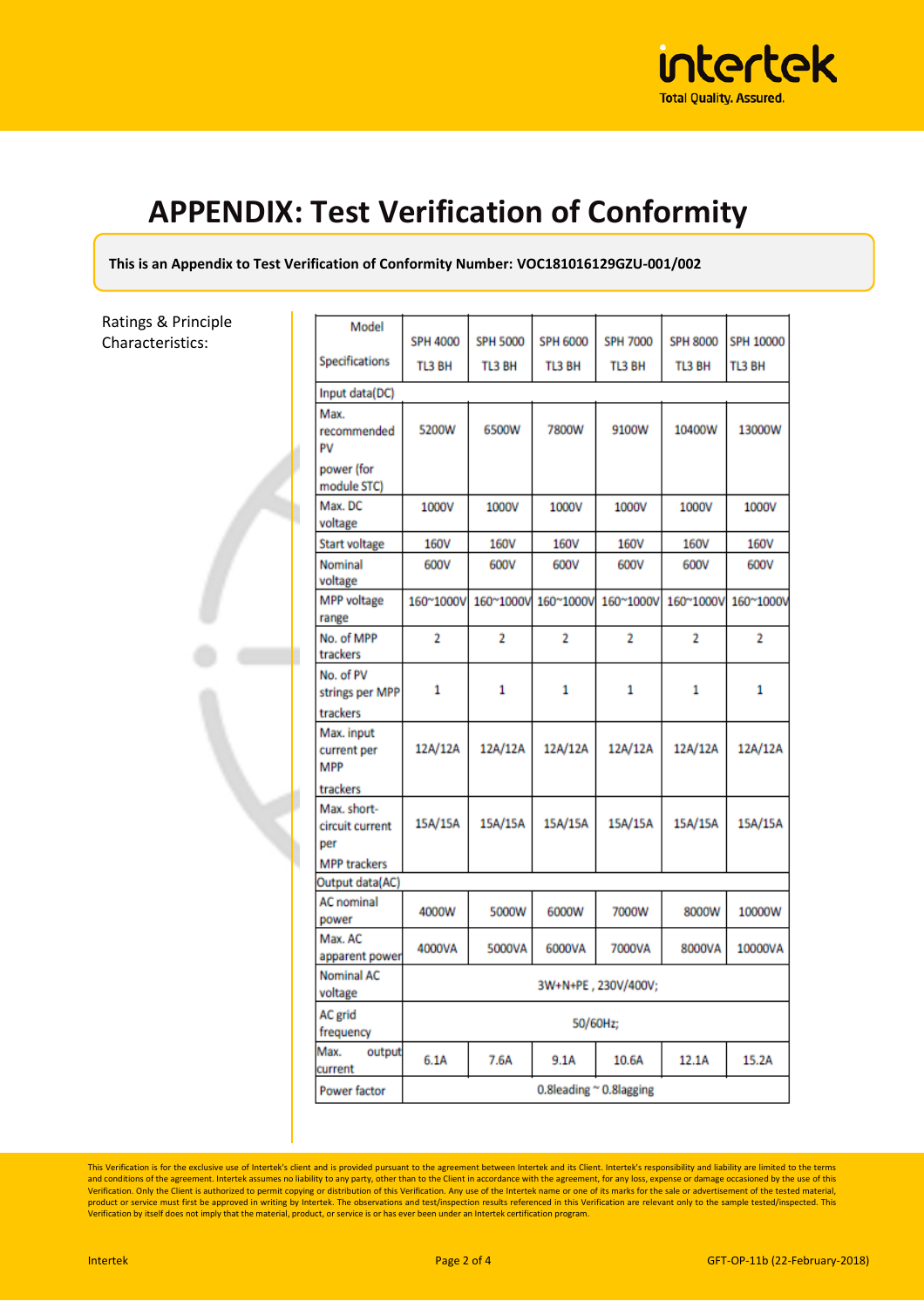# APPENDIX: Test Verification of Conformity

**This is an Appendix to Test Verification of Conformity Number: VOC181016129GZU-001/002**

Ratings & Principle Characteristics:

| Model / Specifications | SPH 4000 TL3 BH | SPH 5000 TL3 BH | SPH 6000 TL3 BH | SPH 7000 TL3 BH | SPH 8000 TL3 BH | SPH 10000 TL3 BH |
|---|---|---|---|---|---|---|
| Input data(DC) | | | | | | |
| Max. recommended PV power (for module STC) | 5200W | 6500W | 7800W | 9100W | 10400W | 13000W |
| Max. DC voltage | 1000V | 1000V | 1000V | 1000V | 1000V | 1000V |
| Start voltage | 160V | 160V | 160V | 160V | 160V | 160V |
| Nominal voltage | 600V | 600V | 600V | 600V | 600V | 600V |
| MPP voltage range | 160~1000V | 160~1000V | 160~1000V | 160~1000V | 160~1000V | 160~1000V |
| No. of MPP trackers | 2 | 2 | 2 | 2 | 2 | 2 |
| No. of PV strings per MPP trackers | 1 | 1 | 1 | 1 | 1 | 1 |
| Max. input current per MPP trackers | 12A/12A | 12A/12A | 12A/12A | 12A/12A | 12A/12A | 12A/12A |
| Max. short-circuit current per MPP trackers | 15A/15A | 15A/15A | 15A/15A | 15A/15A | 15A/15A | 15A/15A |
| Output data(AC) | | | | | | |
| AC nominal power | 4000W | 5000W | 6000W | 7000W | 8000W | 10000W |
| Max. AC apparent power | 4000VA | 5000VA | 6000VA | 7000VA | 8000VA | 10000VA |
| Nominal AC voltage | 3W+N+PE , 230V/400V; | | | | | |
| AC grid frequency | 50/60Hz; | | | | | |
| Max. output current | 6.1A | 7.6A | 9.1A | 10.6A | 12.1A | 15.2A |
| Power factor | 0.8leading ~ 0.8lagging | | | | | |

This Verification is for the exclusive use of Intertek's client and is provided pursuant to the agreement between Intertek and its Client. Intertek's responsibility and liability are limited to the terms and conditions of the agreement. Intertek assumes no liability to any party, other than to the Client in accordance with the agreement, for any loss, expense or damage occasioned by the use of this Verification. Only the Client is authorized to permit copying or distribution of this Verification. Any use of the Intertek name or one of its marks for the sale or advertisement of the tested material, product or service must first be approved in writing by Intertek. The observations and test/inspection results referenced in this Verification are relevant only to the sample tested/inspected. This Verification by itself does not imply that the material, product, or service is or has ever been under an Intertek certification program.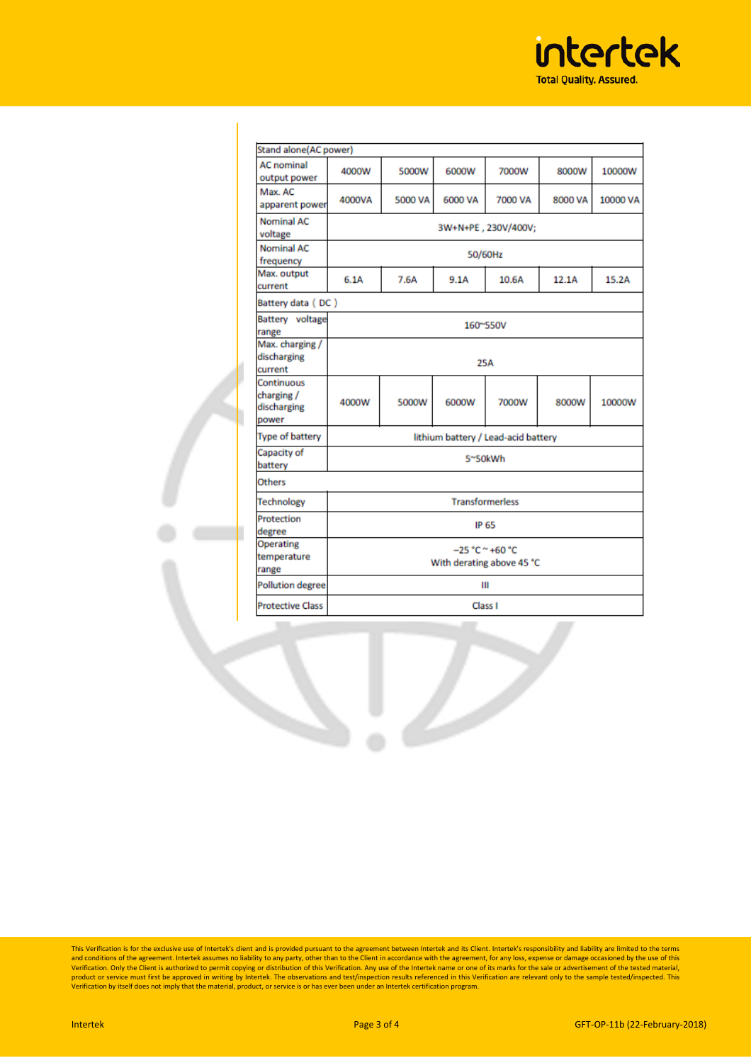| Stand alone(AC power) | | | | | | |
|---|---|---|---|---|---|---|
| AC nominal output power | 4000W | 5000W | 6000W | 7000W | 8000W | 10000W |
| Max. AC apparent power | 4000VA | 5000 VA | 6000 VA | 7000 VA | 8000 VA | 10000 VA |
| Nominal AC voltage | 3W+N+PE , 230V/400V; | | | | | |
| Nominal AC frequency | 50/60Hz | | | | | |
| Max. output current | 6.1A | 7.6A | 9.1A | 10.6A | 12.1A | 15.2A |
| Battery data ( DC ) | | | | | | |
| Battery voltage range | 160~550V | | | | | |
| Max. charging / discharging current | 25A | | | | | |
| Continuous charging / discharging power | 4000W | 5000W | 6000W | 7000W | 8000W | 10000W |
| Type of battery | lithium battery / Lead-acid battery | | | | | |
| Capacity of battery | 5~50kWh | | | | | |
| Others | | | | | | |
| Technology | Transformerless | | | | | |
| Protection degree | IP 65 | | | | | |
| Operating temperature range | −25 °C ~ +60 °C With derating above 45 °C | | | | | |
| Pollution degree | III | | | | | |
| Protective Class | Class I | | | | | |

This Verification is for the exclusive use of Intertek's client and is provided pursuant to the agreement between Intertek and its Client. Intertek's responsibility and liability are limited to the terms and conditions of the agreement. Intertek assumes no liability to any party, other than to the Client in accordance with the agreement, for any loss, expense or damage occasioned by the use of this Verification. Only the Client is authorized to permit copying or distribution of this Verification. Any use of the Intertek name or one of its marks for the sale or advertisement of the tested material, product or service must first be approved in writing by Intertek. The observations and test/inspection results referenced in this Verification are relevant only to the sample tested/inspected. This Verification by itself does not imply that the material, product, or service is or has ever been under an Intertek certification program.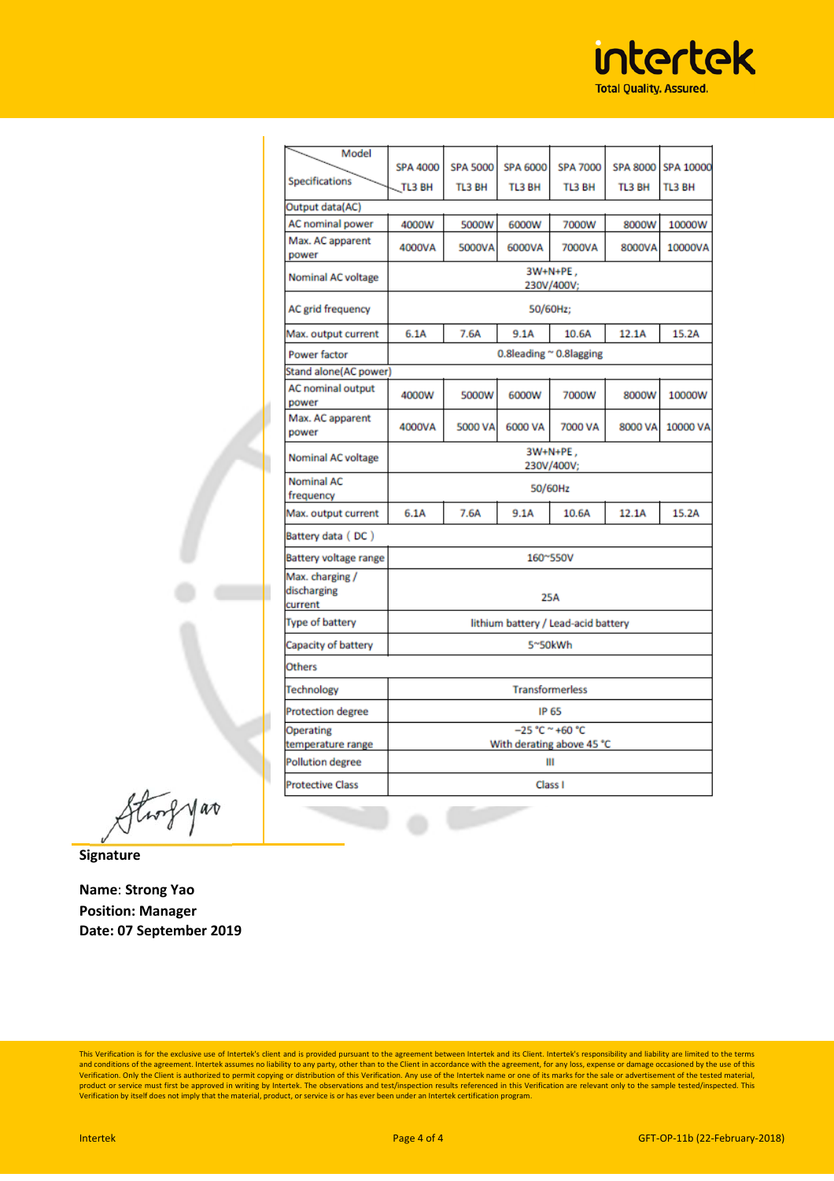| Model / Specifications | SPA 4000 TL3 BH | SPA 5000 TL3 BH | SPA 6000 TL3 BH | SPA 7000 TL3 BH | SPA 8000 TL3 BH | SPA 10000 TL3 BH |
|---|---|---|---|---|---|---|
| Output data(AC) | | | | | | |
| AC nominal power | 4000W | 5000W | 6000W | 7000W | 8000W | 10000W |
| Max. AC apparent power | 4000VA | 5000VA | 6000VA | 7000VA | 8000VA | 10000VA |
| Nominal AC voltage | 3W+N+PE, 230V/400V; | | | | | |
| AC grid frequency | 50/60Hz; | | | | | |
| Max. output current | 6.1A | 7.6A | 9.1A | 10.6A | 12.1A | 15.2A |
| Power factor | 0.8leading ~ 0.8lagging | | | | | |
| Stand alone(AC power) | | | | | | |
| AC nominal output power | 4000W | 5000W | 6000W | 7000W | 8000W | 10000W |
| Max. AC apparent power | 4000VA | 5000 VA | 6000 VA | 7000 VA | 8000 VA | 10000 VA |
| Nominal AC voltage | 3W+N+PE, 230V/400V; | | | | | |
| Nominal AC frequency | 50/60Hz | | | | | |
| Max. output current | 6.1A | 7.6A | 9.1A | 10.6A | 12.1A | 15.2A |
| Battery data（DC） | | | | | | |
| Battery voltage range | 160~550V | | | | | |
| Max. charging / discharging current | 25A | | | | | |
| Type of battery | lithium battery / Lead-acid battery | | | | | |
| Capacity of battery | 5~50kWh | | | | | |
| Others | | | | | | |
| Technology | Transformerless | | | | | |
| Protection degree | IP 65 | | | | | |
| Operating temperature range | −25 °C ~ +60 °C With derating above 45 °C | | | | | |
| Pollution degree | III | | | | | |
| Protective Class | Class I | | | | | |

**Signature**

**Name**: **Strong Yao**
**Position: Manager**
**Date: 07 September 2019**

This Verification is for the exclusive use of Intertek's client and is provided pursuant to the agreement between Intertek and its Client. Intertek's responsibility and liability are limited to the terms and conditions of the agreement. Intertek assumes no liability to any party, other than to the Client in accordance with the agreement, for any loss, expense or damage occasioned by the use of this Verification. Only the Client is authorized to permit copying or distribution of this Verification. Any use of the Intertek name or one of its marks for the sale or advertisement of the tested material, product or service must first be approved in writing by Intertek. The observations and test/inspection results referenced in this Verification are relevant only to the sample tested/inspected. This Verification by itself does not imply that the material, product, or service is or has ever been under an Intertek certification program.